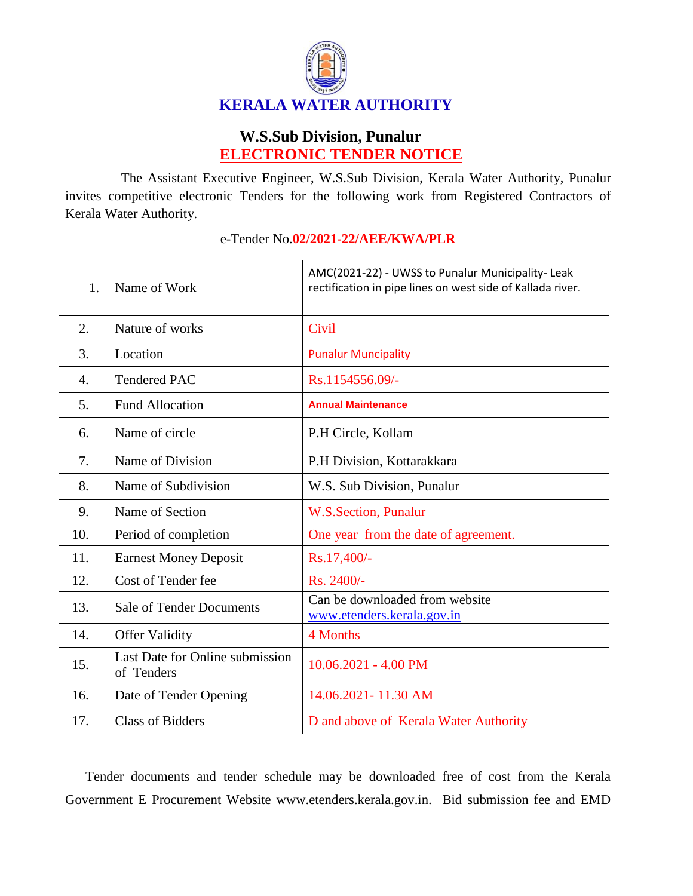# KERALA WATER AUTHORITY

## W.S.Sub Division, Punalur

## ELECTRONIC TENDER NOTICE

The Assistant Executive Engineer, W.S.Sub Division, Kerala Water Authority, Punalur invites competitive electronic Tenders for the following work from Registered Contractors of Kerala Water Authority.

e-Tender No.**02/2021-22/AEE/KWA/PLR**

| | | |
|---|---|---|
| 1. | Name of Work | AMC(2021-22) - UWSS to Punalur Municipality- Leak rectification in pipe lines on west side of Kallada river. |
| 2. | Nature of works | Civil |
| 3. | Location | Punalur Muncipality |
| 4. | Tendered PAC | Rs.1154556.09/- |
| 5. | Fund Allocation | **Annual Maintenance** |
| 6. | Name of circle | P.H Circle, Kollam |
| 7. | Name of Division | P.H Division, Kottarakkara |
| 8. | Name of Subdivision | W.S. Sub Division, Punalur |
| 9. | Name of Section | W.S.Section, Punalur |
| 10. | Period of completion | One year from the date of agreement. |
| 11. | Earnest Money Deposit | Rs.17,400/- |
| 12. | Cost of Tender fee | Rs. 2400/- |
| 13. | Sale of Tender Documents | Can be downloaded from website www.etenders.kerala.gov.in |
| 14. | Offer Validity | 4 Months |
| 15. | Last Date for Online submission of Tenders | 10.06.2021 - 4.00 PM |
| 16. | Date of Tender Opening | 14.06.2021- 11.30 AM |
| 17. | Class of Bidders | D and above of Kerala Water Authority |

Tender documents and tender schedule may be downloaded free of cost from the Kerala Government E Procurement Website www.etenders.kerala.gov.in. Bid submission fee and EMD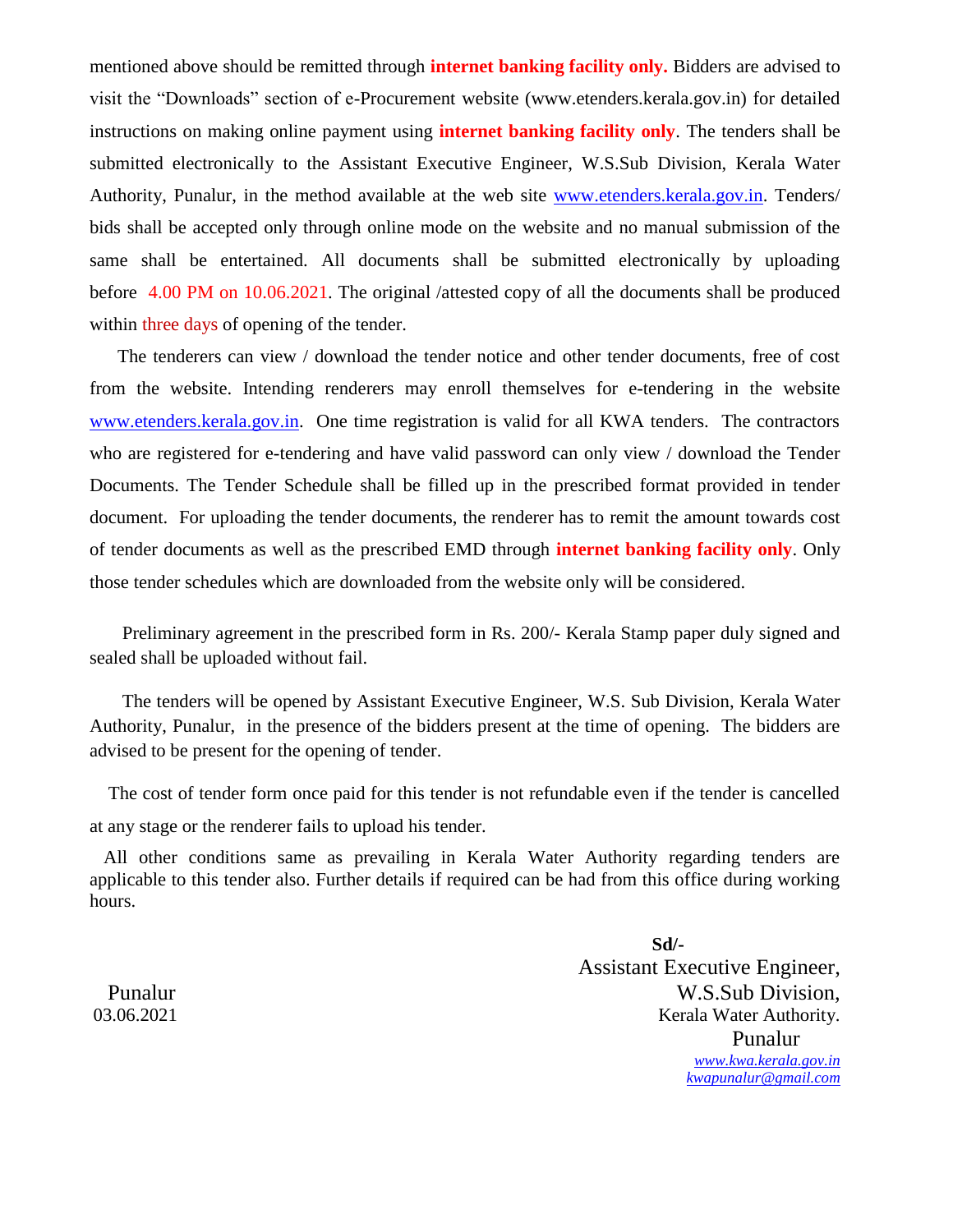mentioned above should be remitted through **internet banking facility only.** Bidders are advised to visit the “Downloads” section of e-Procurement website (www.etenders.kerala.gov.in) for detailed instructions on making online payment using **internet banking facility only**. The tenders shall be submitted electronically to the Assistant Executive Engineer, W.S.Sub Division, Kerala Water Authority, Punalur, in the method available at the web site www.etenders.kerala.gov.in. Tenders/ bids shall be accepted only through online mode on the website and no manual submission of the same shall be entertained. All documents shall be submitted electronically by uploading before 4.00 PM on 10.06.2021. The original /attested copy of all the documents shall be produced within three days of opening of the tender.

The tenderers can view / download the tender notice and other tender documents, free of cost from the website. Intending renderers may enroll themselves for e-tendering in the website www.etenders.kerala.gov.in. One time registration is valid for all KWA tenders. The contractors who are registered for e-tendering and have valid password can only view / download the Tender Documents. The Tender Schedule shall be filled up in the prescribed format provided in tender document. For uploading the tender documents, the renderer has to remit the amount towards cost of tender documents as well as the prescribed EMD through **internet banking facility only**. Only those tender schedules which are downloaded from the website only will be considered.

Preliminary agreement in the prescribed form in Rs. 200/- Kerala Stamp paper duly signed and sealed shall be uploaded without fail.

The tenders will be opened by Assistant Executive Engineer, W.S. Sub Division, Kerala Water Authority, Punalur, in the presence of the bidders present at the time of opening. The bidders are advised to be present for the opening of tender.

The cost of tender form once paid for this tender is not refundable even if the tender is cancelled at any stage or the renderer fails to upload his tender.

All other conditions same as prevailing in Kerala Water Authority regarding tenders are applicable to this tender also. Further details if required can be had from this office during working hours.

**Sd/-**

Assistant Executive Engineer,
W.S.Sub Division,
Kerala Water Authority.
Punalur
*www.kwa.kerala.gov.in*
*kwapunalur@gmail.com*

Punalur
03.06.2021